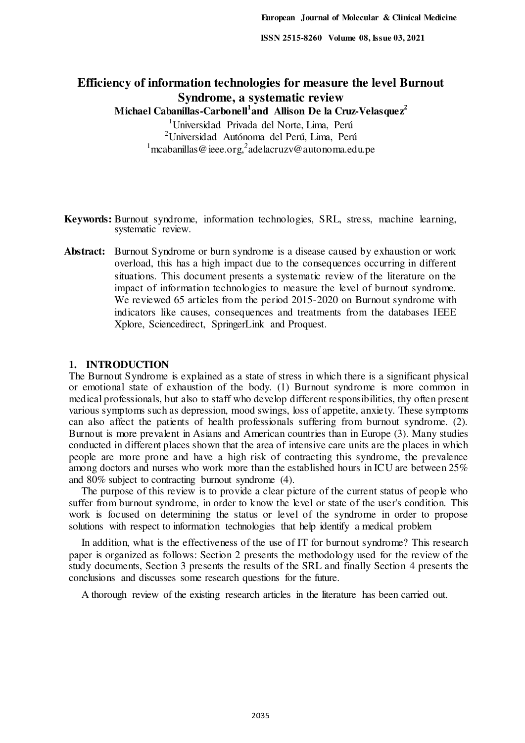# Efficiency of information technologies for measure the level Burnout Syndrome, a systematic review

**Michael Cabanillas-Carbonell[1] and Allison De la Cruz-Velasquez[2]**

[1]Universidad Privada del Norte, Lima, Perú
[2]Universidad Autónoma del Perú, Lima, Perú
[1]mcabanillas@ieee.org,[2]adelacruzv@autonoma.edu.pe

**Keywords:** Burnout syndrome, information technologies, SRL, stress, machine learning, systematic review.

**Abstract:** Burnout Syndrome or burn syndrome is a disease caused by exhaustion or work overload, this has a high impact due to the consequences occurring in different situations. This document presents a systematic review of the literature on the impact of information technologies to measure the level of burnout syndrome. We reviewed 65 articles from the period 2015-2020 on Burnout syndrome with indicators like causes, consequences and treatments from the databases IEEE Xplore, Sciencedirect, SpringerLink and Proquest.

## 1. INTRODUCTION

The Burnout Syndrome is explained as a state of stress in which there is a significant physical or emotional state of exhaustion of the body. (1) Burnout syndrome is more common in medical professionals, but also to staff who develop different responsibilities, thy often present various symptoms such as depression, mood swings, loss of appetite, anxiety. These symptoms can also affect the patients of health professionals suffering from burnout syndrome. (2). Burnout is more prevalent in Asians and American countries than in Europe (3). Many studies conducted in different places shown that the area of intensive care units are the places in which people are more prone and have a high risk of contracting this syndrome, the prevalence among doctors and nurses who work more than the established hours in ICU are between 25% and 80% subject to contracting burnout syndrome (4).

The purpose of this review is to provide a clear picture of the current status of people who suffer from burnout syndrome, in order to know the level or state of the user's condition. This work is focused on determining the status or level of the syndrome in order to propose solutions with respect to information technologies that help identify a medical problem

In addition, what is the effectiveness of the use of IT for burnout syndrome? This research paper is organized as follows: Section 2 presents the methodology used for the review of the study documents, Section 3 presents the results of the SRL and finally Section 4 presents the conclusions and discusses some research questions for the future.

A thorough review of the existing research articles in the literature has been carried out.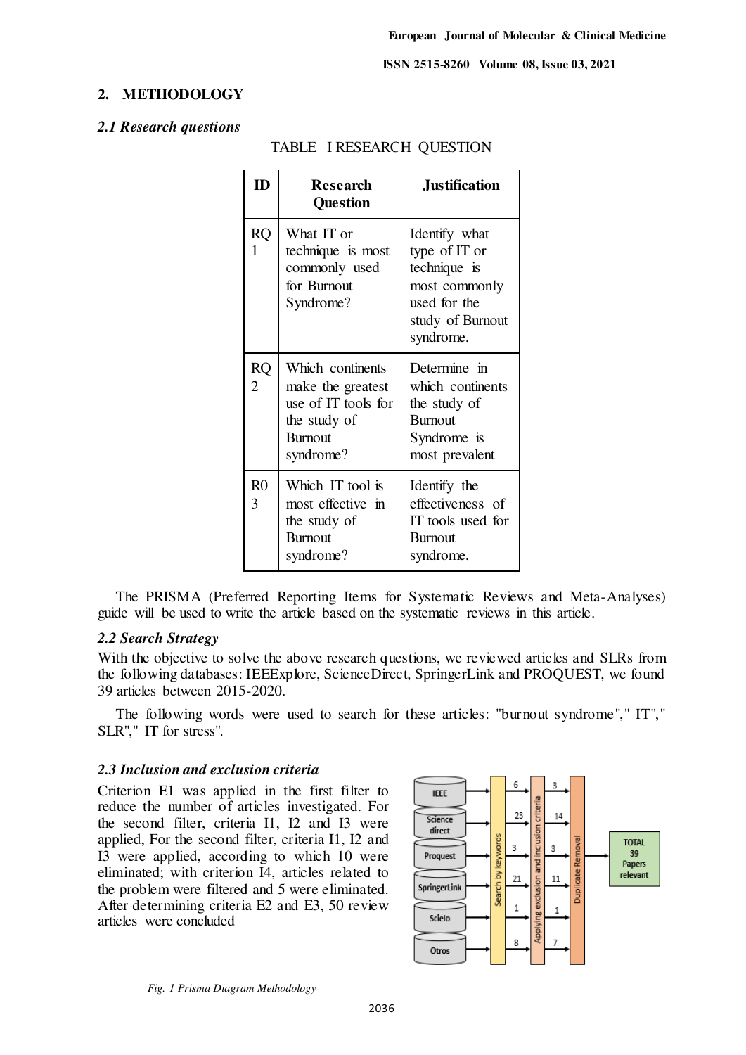## 2. METHODOLOGY

### *2.1 Research questions*

TABLE I RESEARCH QUESTION

| ID | Research Question | Justification |
|---|---|---|
| RQ 1 | What IT or technique is most commonly used for Burnout Syndrome? | Identify what type of IT or technique is most commonly used for the study of Burnout syndrome. |
| RQ 2 | Which continents make the greatest use of IT tools for the study of Burnout syndrome? | Determine in which continents the study of Burnout Syndrome is most prevalent |
| R0 3 | Which IT tool is most effective in the study of Burnout syndrome? | Identify the effectiveness of IT tools used for Burnout syndrome. |

The PRISMA (Preferred Reporting Items for Systematic Reviews and Meta-Analyses) guide will be used to write the article based on the systematic reviews in this article.

### *2.2 Search Strategy*

With the objective to solve the above research questions, we reviewed articles and SLRs from the following databases: IEEExplore, ScienceDirect, SpringerLink and PROQUEST, we found 39 articles between 2015-2020.

The following words were used to search for these articles: "burnout syndrome"," IT"," SLR"," IT for stress".

### *2.3 Inclusion and exclusion criteria*

Criterion E1 was applied in the first filter to reduce the number of articles investigated. For the second filter, criteria I1, I2 and I3 were applied, For the second filter, criteria I1, I2 and I3 were applied, according to which 10 were eliminated; with criterion I4, articles related to the problem were filtered and 5 were eliminated. After determining criteria E2 and E3, 50 review articles were concluded

| Database | Search by keywords | Applying exclusion and inclusion criteria | Duplicate Removal |
|---|---|---|---|
| IEEE | 6 | 3 | |
| Science direct | 23 | 14 | |
| Proquest | 3 | 3 | |
| SpringerLink | 21 | 11 | |
| Scielo | 1 | 1 | |
| Otros | 8 | 7 | |
| | | | TOTAL 39 Papers relevant |

*Fig. 1 Prisma Diagram Methodology*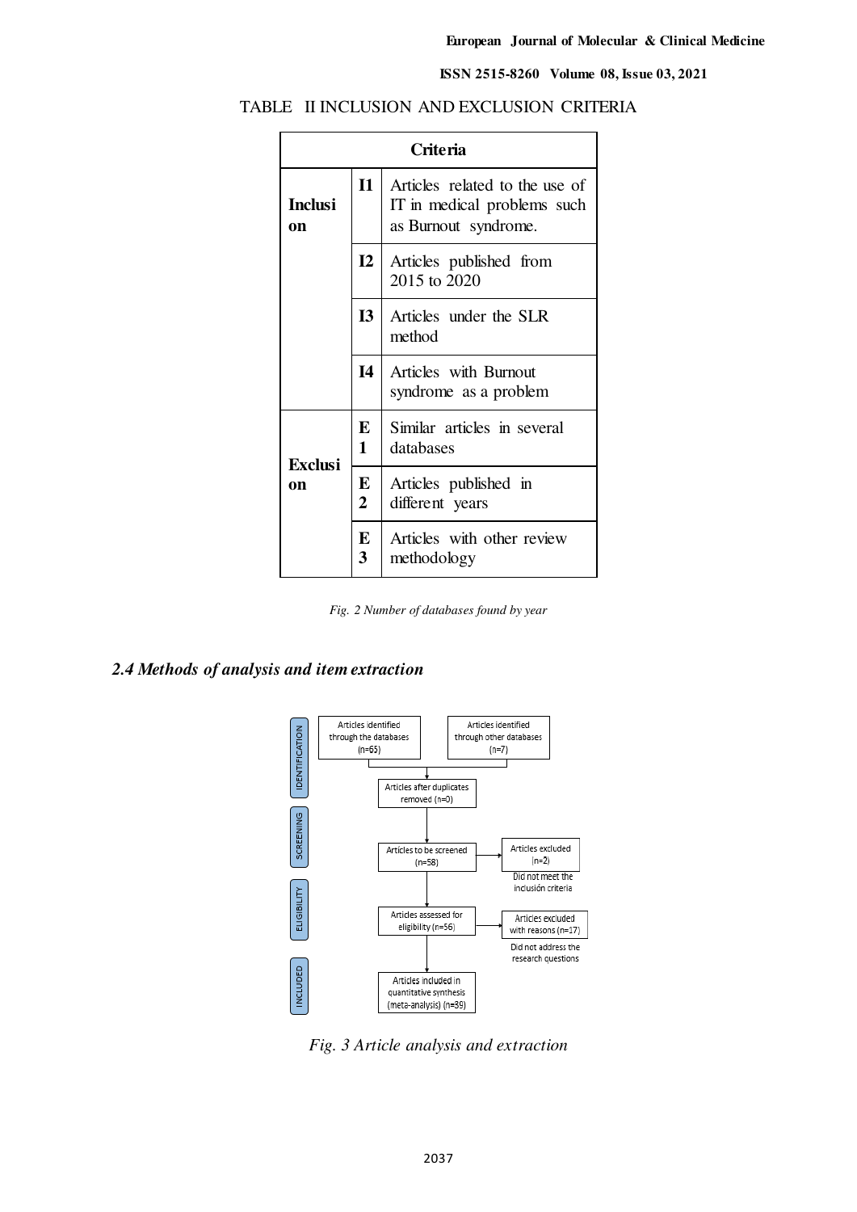TABLE II INCLUSION AND EXCLUSION CRITERIA

| Criteria | | |
|---|---|---|
| **Inclusion** | **I1** | Articles related to the use of IT in medical problems such as Burnout syndrome. |
| | **I2** | Articles published from 2015 to 2020 |
| | **I3** | Articles under the SLR method |
| | **I4** | Articles with Burnout syndrome as a problem |
| **Exclusion** | **E1** | Similar articles in several databases |
| | **E2** | Articles published in different years |
| | **E3** | Articles with other review methodology |

*Fig. 2 Number of databases found by year*

### *2.4 Methods of analysis and item extraction*

*Fig. 3 Article analysis and extraction*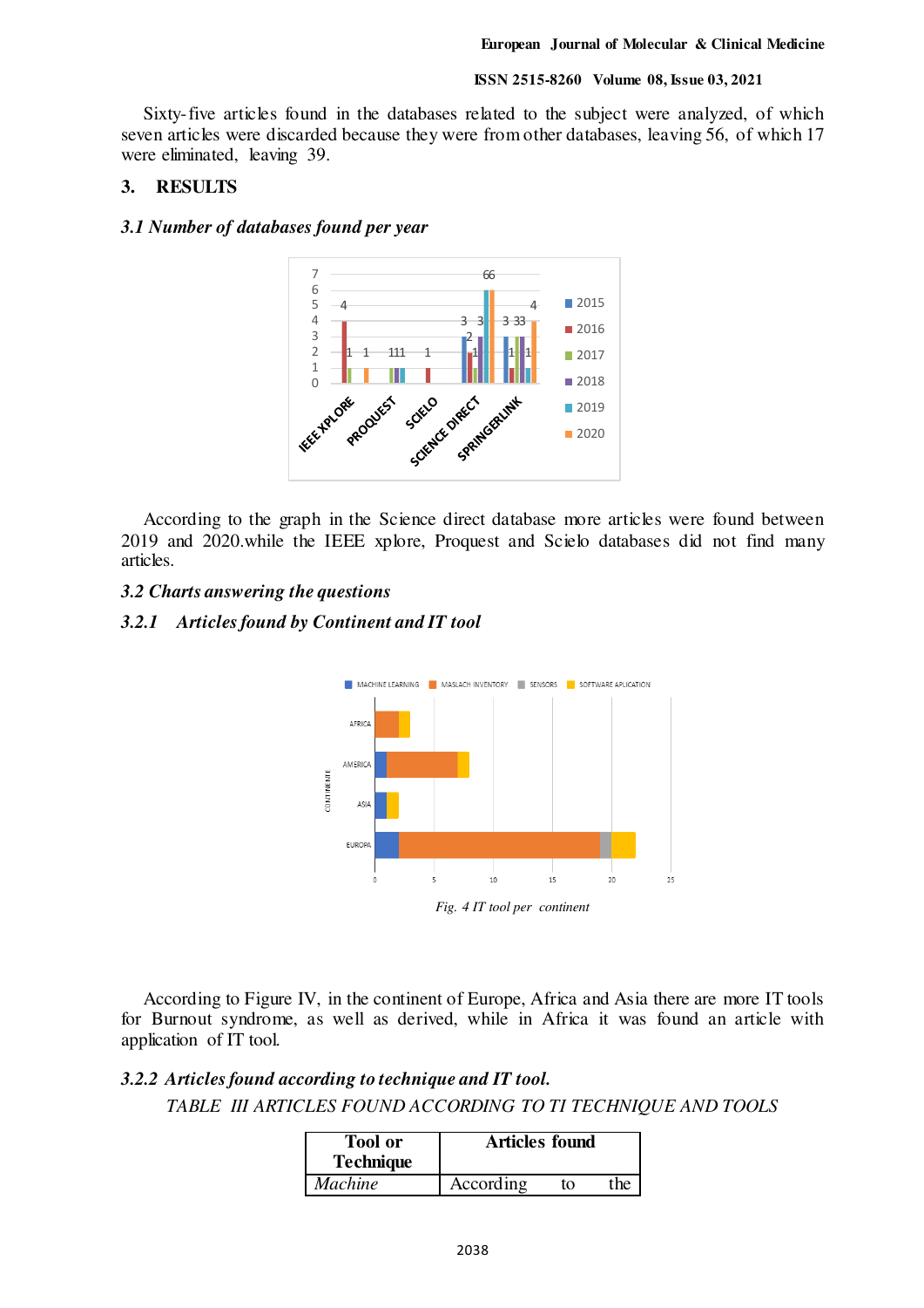Sixty-five articles found in the databases related to the subject were analyzed, of which seven articles were discarded because they were from other databases, leaving 56, of which 17 were eliminated, leaving 39.

## 3. RESULTS

### *3.1 Number of databases found per year*

According to the graph in the Science direct database more articles were found between 2019 and 2020.while the IEEE xplore, Proquest and Scielo databases did not find many articles.

### *3.2 Charts answering the questions*

### *3.2.1 Articles found by Continent and IT tool*

*Fig. 4 IT tool per continent*

According to Figure IV, in the continent of Europe, Africa and Asia there are more IT tools for Burnout syndrome, as well as derived, while in Africa it was found an article with application of IT tool.

### *3.2.2 Articles found according to technique and IT tool.*

*TABLE III ARTICLES FOUND ACCORDING TO TI TECHNIQUE AND TOOLS*

| Tool or Technique | Articles found |
|---|---|
| *Machine* | According to the |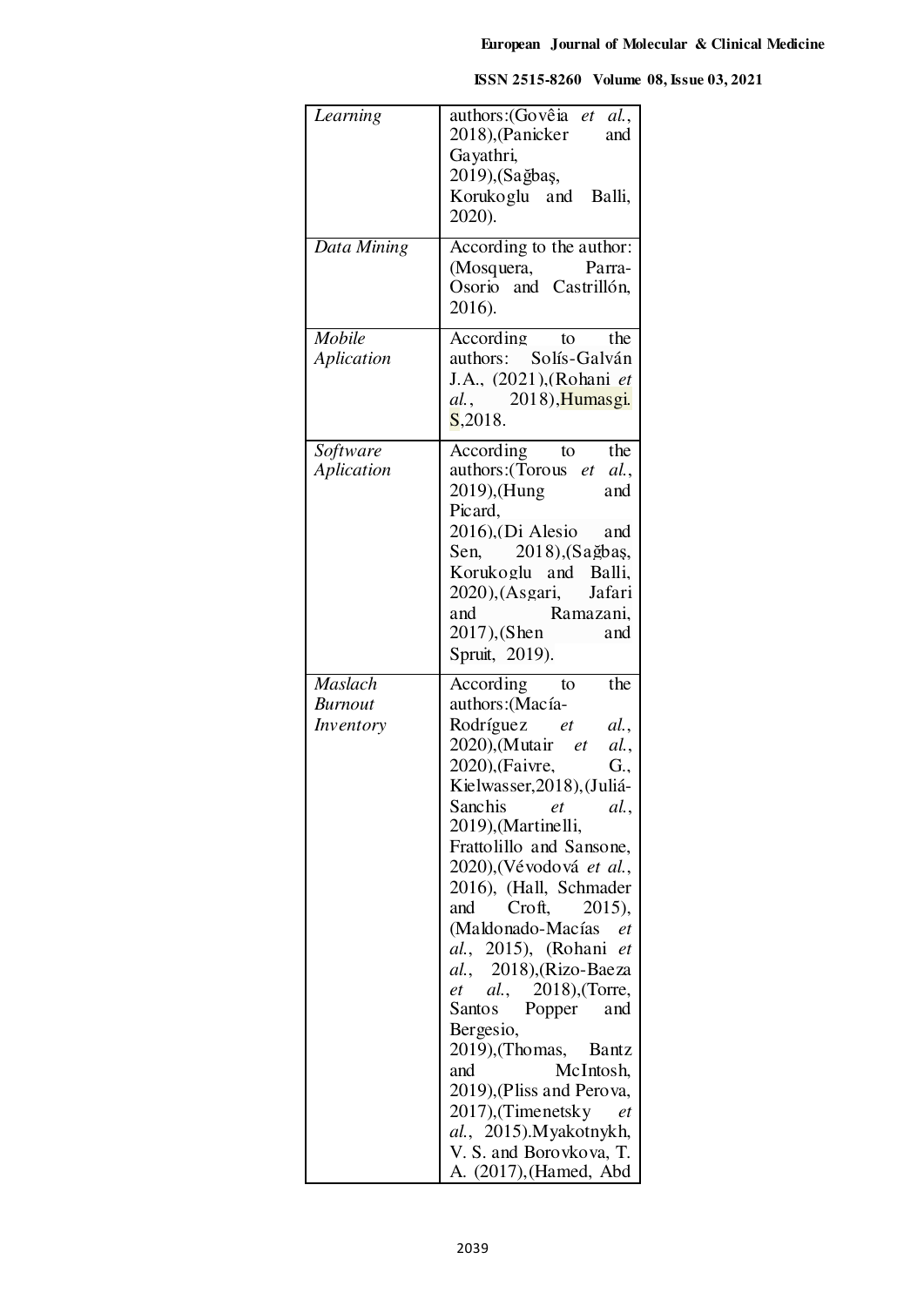| | |
|---|---|
| *Learning* | authors:(Govêia *et al.*, 2018),(Panicker and Gayathri, 2019),(Sağbaş, Korukoglu and Balli, 2020). |
| *Data Mining* | According to the author: (Mosquera, Parra-Osorio and Castrillón, 2016). |
| *Mobile Aplication* | According to the authors: Solís-Galván J.A., (2021),(Rohani *et al.*, 2018),Humasgi. S,2018. |
| *Software Aplication* | According to the authors:(Torous *et al.*, 2019),(Hung and Picard, 2016),(Di Alesio and Sen, 2018),(Sağbaş, Korukoglu and Balli, 2020),(Asgari, Jafari and Ramazani, 2017),(Shen and Spruit, 2019). |
| *Maslach Burnout Inventory* | According to the authors:(Macía-Rodríguez *et al.*, 2020),(Mutair *et al.*, 2020),(Faivre, G., Kielwasser,2018),(Juliá-Sanchis *et al.*, 2019),(Martinelli, Frattolillo and Sansone, 2020),(Vévodová *et al.*, 2016), (Hall, Schmader and Croft, 2015), (Maldonado-Macías *et al.*, 2015), (Rohani *et al.*, 2018),(Rizo-Baeza *et al.*, 2018),(Torre, Santos Popper and Bergesio, 2019),(Thomas, Bantz and McIntosh, 2019),(Pliss and Perova, 2017),(Timenetsky *et al.*, 2015).Myakotnykh, V. S. and Borovkova, T. A. (2017),(Hamed, Abd |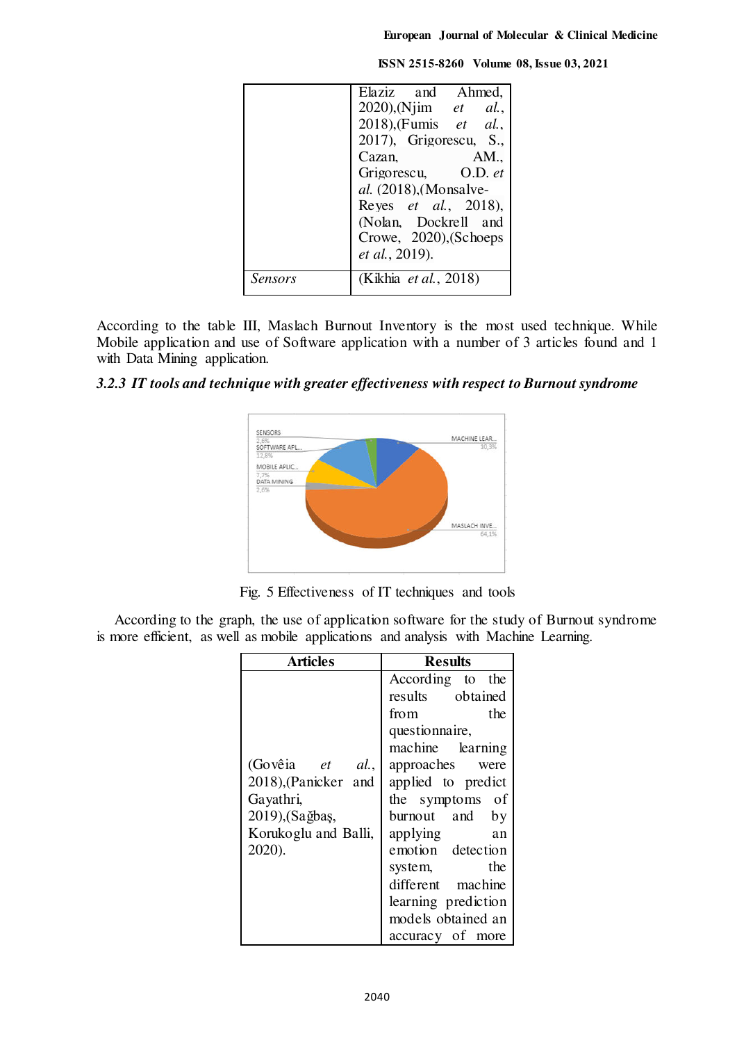| | Elaziz and Ahmed, 2020),(Njim *et al.*, 2018),(Fumis *et al.*, 2017), Grigorescu, S., Cazan, AM., Grigorescu, O.D. *et al.* (2018),(Monsalve-Reyes *et al.*, 2018), (Nolan, Dockrell and Crowe, 2020),(Schoeps *et al.*, 2019). |
|---|---|
| *Sensors* | (Kikhia *et al.*, 2018) |

According to the table III, Maslach Burnout Inventory is the most used technique. While Mobile application and use of Software application with a number of 3 articles found and 1 with Data Mining application.

### *3.2.3 IT tools and technique with greater effectiveness with respect to Burnout syndrome*

Fig. 5 Effectiveness of IT techniques and tools

According to the graph, the use of application software for the study of Burnout syndrome is more efficient, as well as mobile applications and analysis with Machine Learning.

| Articles | Results |
|---|---|
| (Govêia *et al.*, 2018),(Panicker and Gayathri, 2019),(Sağbaş, Korukoglu and Balli, 2020). | According to the results obtained from the questionnaire, machine learning approaches were applied to predict the symptoms of burnout and by applying an emotion detection system, the different machine learning prediction models obtained an accuracy of more |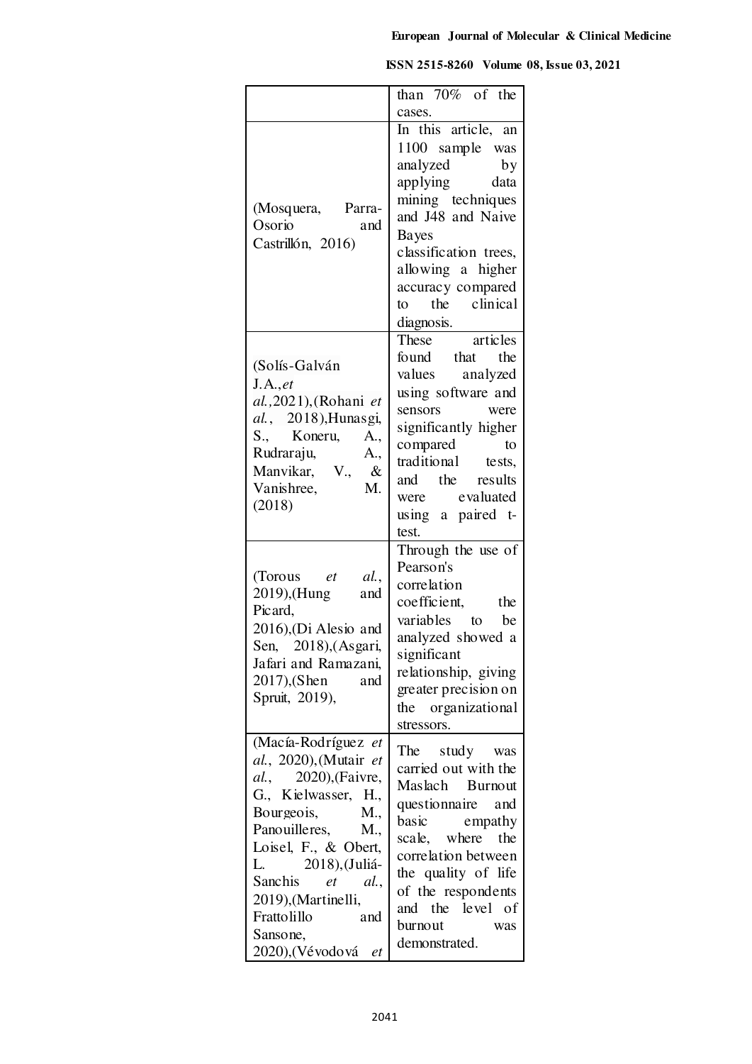| | |
|---|---|
| | than 70% of the cases. |
| (Mosquera, Parra-Osorio and Castrillón, 2016) | In this article, an 1100 sample was analyzed by applying data mining techniques and J48 and Naive Bayes classification trees, allowing a higher accuracy compared to the clinical diagnosis. |
| (Solís-Galván J.A.,*et al.*,2021),(Rohani *et al.*, 2018),Hunasgi, S., Koneru, A., Rudraraju, A., Manvikar, V., & Vanishree, M. (2018) | These articles found that the values analyzed using software and sensors were significantly higher compared to traditional tests, and the results were evaluated using a paired t-test. |
| (Torous *et al.*, 2019),(Hung and Picard, 2016),(Di Alesio and Sen, 2018),(Asgari, Jafari and Ramazani, 2017),(Shen and Spruit, 2019), | Through the use of Pearson's correlation coefficient, the variables to be analyzed showed a significant relationship, giving greater precision on the organizational stressors. |
| (Macía-Rodríguez *et al.*, 2020),(Mutair *et al.*, 2020),(Faivre, G., Kielwasser, H., Bourgeois, M., Panouilleres, M., Loisel, F., & Obert, L. 2018),(Juliá-Sanchis *et al.*, 2019),(Martinelli, Frattolillo and Sansone, 2020),(Vévodová *et* | The study was carried out with the Maslach Burnout questionnaire and basic empathy scale, where the correlation between the quality of life of the respondents and the level of burnout was demonstrated. |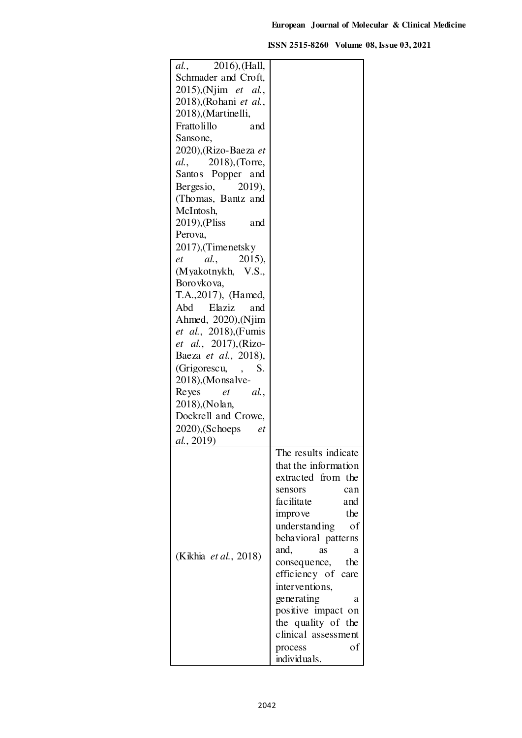| | |
|---|---|
| *al.*, 2016),(Hall, Schmader and Croft, 2015),(Njim *et al.*, 2018),(Rohani *et al.*, 2018),(Martinelli, Frattolillo and Sansone, 2020),(Rizo-Baeza *et al.*, 2018),(Torre, Santos Popper and Bergesio, 2019), (Thomas, Bantz and McIntosh, 2019),(Pliss and Perova, 2017),(Timenetsky *et al.*, 2015), (Myakotnykh, V.S., Borovkova, T.A.,2017), (Hamed, Abd Elaziz and Ahmed, 2020),(Njim *et al.*, 2018),(Fumis *et al.*, 2017),(Rizo-Baeza *et al.*, 2018), (Grigorescu, , S. 2018),(Monsalve-Reyes *et al.*, 2018),(Nolan, Dockrell and Crowe, 2020),(Schoeps *et al.*, 2019) | |
| (Kikhia *et al.*, 2018) | The results indicate that the information extracted from the sensors can facilitate and improve the understanding of behavioral patterns and, as a consequence, the efficiency of care interventions, generating a positive impact on the quality of the clinical assessment process of individuals. |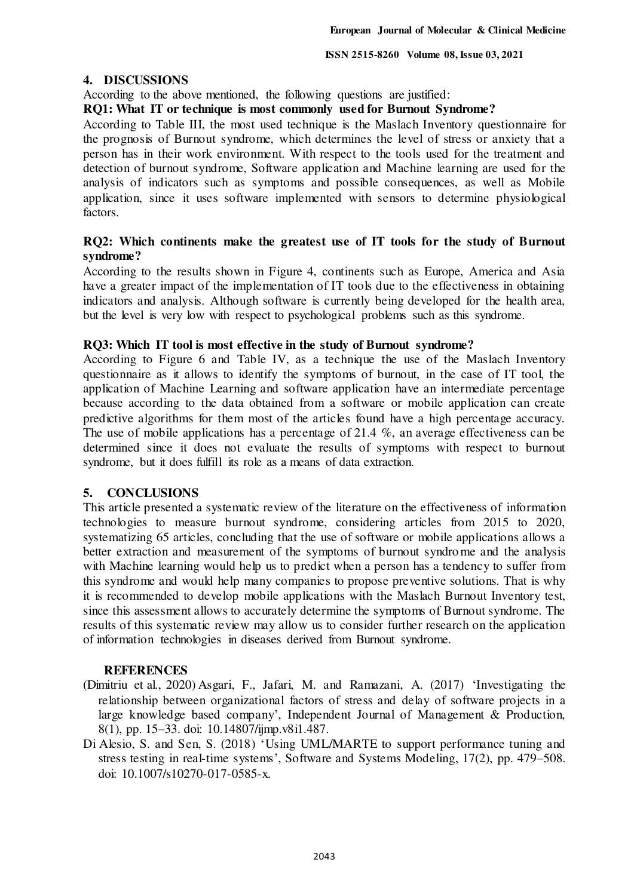## 4. DISCUSSIONS

According to the above mentioned, the following questions are justified:

**RQ1: What IT or technique is most commonly used for Burnout Syndrome?**

According to Table III, the most used technique is the Maslach Inventory questionnaire for the prognosis of Burnout syndrome, which determines the level of stress or anxiety that a person has in their work environment. With respect to the tools used for the treatment and detection of burnout syndrome, Software application and Machine learning are used for the analysis of indicators such as symptoms and possible consequences, as well as Mobile application, since it uses software implemented with sensors to determine physiological factors.

**RQ2: Which continents make the greatest use of IT tools for the study of Burnout syndrome?**

According to the results shown in Figure 4, continents such as Europe, America and Asia have a greater impact of the implementation of IT tools due to the effectiveness in obtaining indicators and analysis. Although software is currently being developed for the health area, but the level is very low with respect to psychological problems such as this syndrome.

**RQ3: Which IT tool is most effective in the study of Burnout syndrome?**

According to Figure 6 and Table IV, as a technique the use of the Maslach Inventory questionnaire as it allows to identify the symptoms of burnout, in the case of IT tool, the application of Machine Learning and software application have an intermediate percentage because according to the data obtained from a software or mobile application can create predictive algorithms for them most of the articles found have a high percentage accuracy. The use of mobile applications has a percentage of 21.4 %, an average effectiveness can be determined since it does not evaluate the results of symptoms with respect to burnout syndrome, but it does fulfill its role as a means of data extraction.

## 5. CONCLUSIONS

This article presented a systematic review of the literature on the effectiveness of information technologies to measure burnout syndrome, considering articles from 2015 to 2020, systematizing 65 articles, concluding that the use of software or mobile applications allows a better extraction and measurement of the symptoms of burnout syndrome and the analysis with Machine learning would help us to predict when a person has a tendency to suffer from this syndrome and would help many companies to propose preventive solutions. That is why it is recommended to develop mobile applications with the Maslach Burnout Inventory test, since this assessment allows to accurately determine the symptoms of Burnout syndrome. The results of this systematic review may allow us to consider further research on the application of information technologies in diseases derived from Burnout syndrome.

## REFERENCES

(Dimitriu et al., 2020) Asgari, F., Jafari, M. and Ramazani, A. (2017) 'Investigating the relationship between organizational factors of stress and delay of software projects in a large knowledge based company', Independent Journal of Management & Production, 8(1), pp. 15–33. doi: 10.14807/ijmp.v8i1.487.

Di Alesio, S. and Sen, S. (2018) 'Using UML/MARTE to support performance tuning and stress testing in real-time systems', Software and Systems Modeling, 17(2), pp. 479–508. doi: 10.1007/s10270-017-0585-x.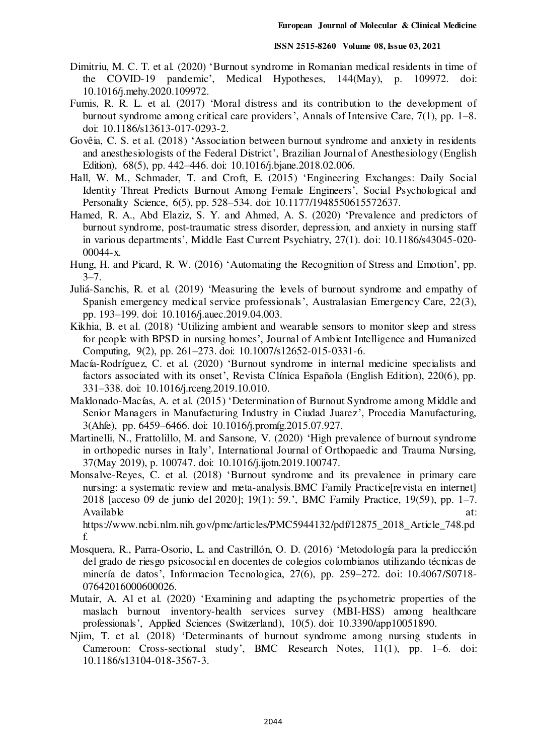Dimitriu, M. C. T. et al. (2020) 'Burnout syndrome in Romanian medical residents in time of the COVID-19 pandemic', Medical Hypotheses, 144(May), p. 109972. doi: 10.1016/j.mehy.2020.109972.

Fumis, R. R. L. et al. (2017) 'Moral distress and its contribution to the development of burnout syndrome among critical care providers', Annals of Intensive Care, 7(1), pp. 1–8. doi: 10.1186/s13613-017-0293-2.

Govêia, C. S. et al. (2018) 'Association between burnout syndrome and anxiety in residents and anesthesiologists of the Federal District', Brazilian Journal of Anesthesiology (English Edition), 68(5), pp. 442–446. doi: 10.1016/j.bjane.2018.02.006.

Hall, W. M., Schmader, T. and Croft, E. (2015) 'Engineering Exchanges: Daily Social Identity Threat Predicts Burnout Among Female Engineers', Social Psychological and Personality Science, 6(5), pp. 528–534. doi: 10.1177/1948550615572637.

Hamed, R. A., Abd Elaziz, S. Y. and Ahmed, A. S. (2020) 'Prevalence and predictors of burnout syndrome, post-traumatic stress disorder, depression, and anxiety in nursing staff in various departments', Middle East Current Psychiatry, 27(1). doi: 10.1186/s43045-020-00044-x.

Hung, H. and Picard, R. W. (2016) 'Automating the Recognition of Stress and Emotion', pp. 3–7.

Juliá-Sanchis, R. et al. (2019) 'Measuring the levels of burnout syndrome and empathy of Spanish emergency medical service professionals', Australasian Emergency Care, 22(3), pp. 193–199. doi: 10.1016/j.auec.2019.04.003.

Kikhia, B. et al. (2018) 'Utilizing ambient and wearable sensors to monitor sleep and stress for people with BPSD in nursing homes', Journal of Ambient Intelligence and Humanized Computing, 9(2), pp. 261–273. doi: 10.1007/s12652-015-0331-6.

Macía-Rodríguez, C. et al. (2020) 'Burnout syndrome in internal medicine specialists and factors associated with its onset', Revista Clínica Española (English Edition), 220(6), pp. 331–338. doi: 10.1016/j.rceng.2019.10.010.

Maldonado-Macías, A. et al. (2015) 'Determination of Burnout Syndrome among Middle and Senior Managers in Manufacturing Industry in Ciudad Juarez', Procedia Manufacturing, 3(Ahfe), pp. 6459–6466. doi: 10.1016/j.promfg.2015.07.927.

Martinelli, N., Frattolillo, M. and Sansone, V. (2020) 'High prevalence of burnout syndrome in orthopedic nurses in Italy', International Journal of Orthopaedic and Trauma Nursing, 37(May 2019), p. 100747. doi: 10.1016/j.ijotn.2019.100747.

Monsalve-Reyes, C. et al. (2018) 'Burnout syndrome and its prevalence in primary care nursing: a systematic review and meta-analysis.BMC Family Practice[revista en internet] 2018 [acceso 09 de junio del 2020]; 19(1): 59.', BMC Family Practice, 19(59), pp. 1–7. Available at: https://www.ncbi.nlm.nih.gov/pmc/articles/PMC5944132/pdf/12875_2018_Article_748.pdf.

Mosquera, R., Parra-Osorio, L. and Castrillón, O. D. (2016) 'Metodología para la predicción del grado de riesgo psicosocial en docentes de colegios colombianos utilizando técnicas de minería de datos', Informacion Tecnologica, 27(6), pp. 259–272. doi: 10.4067/S0718-07642016000600026.

Mutair, A. Al et al. (2020) 'Examining and adapting the psychometric properties of the maslach burnout inventory-health services survey (MBI-HSS) among healthcare professionals', Applied Sciences (Switzerland), 10(5). doi: 10.3390/app10051890.

Njim, T. et al. (2018) 'Determinants of burnout syndrome among nursing students in Cameroon: Cross-sectional study', BMC Research Notes, 11(1), pp. 1–6. doi: 10.1186/s13104-018-3567-3.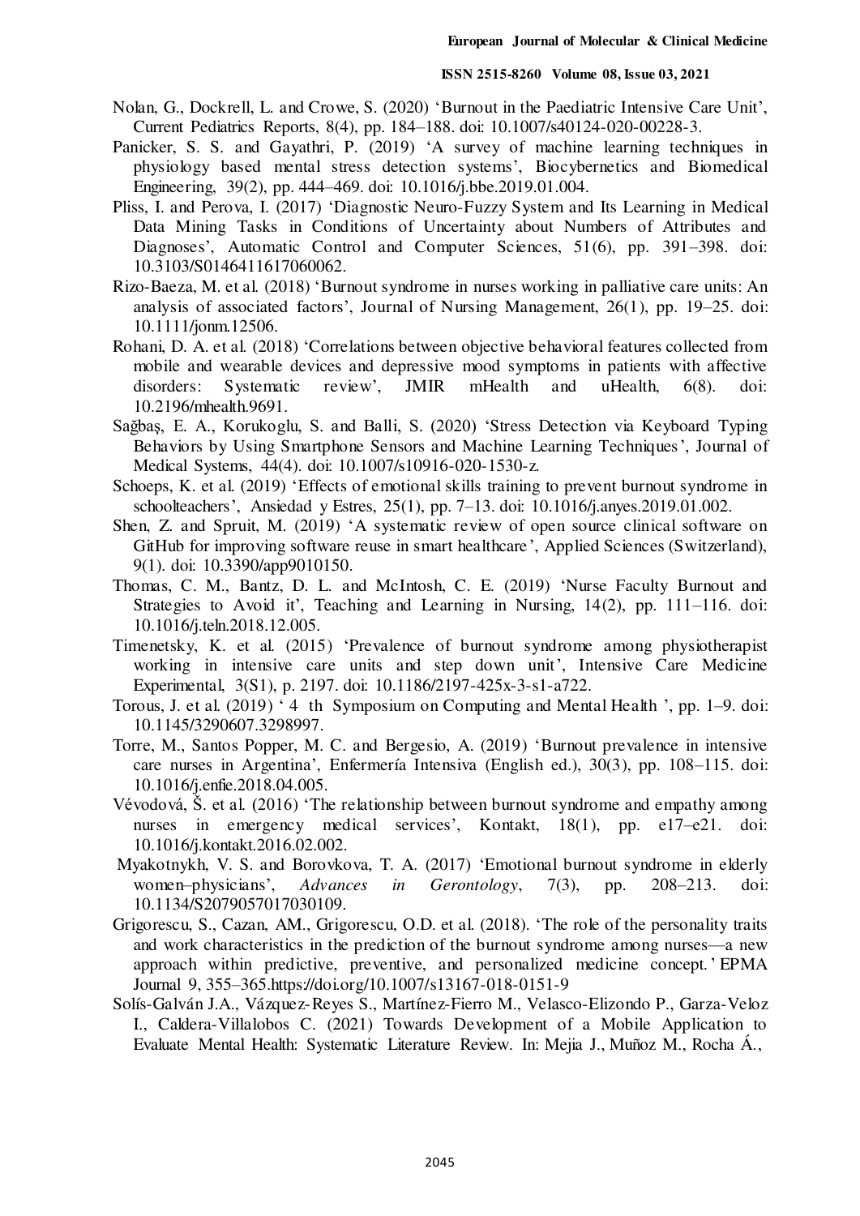Nolan, G., Dockrell, L. and Crowe, S. (2020) 'Burnout in the Paediatric Intensive Care Unit', Current Pediatrics Reports, 8(4), pp. 184–188. doi: 10.1007/s40124-020-00228-3.

Panicker, S. S. and Gayathri, P. (2019) 'A survey of machine learning techniques in physiology based mental stress detection systems', Biocybernetics and Biomedical Engineering, 39(2), pp. 444–469. doi: 10.1016/j.bbe.2019.01.004.

Pliss, I. and Perova, I. (2017) 'Diagnostic Neuro-Fuzzy System and Its Learning in Medical Data Mining Tasks in Conditions of Uncertainty about Numbers of Attributes and Diagnoses', Automatic Control and Computer Sciences, 51(6), pp. 391–398. doi: 10.3103/S0146411617060062.

Rizo-Baeza, M. et al. (2018) 'Burnout syndrome in nurses working in palliative care units: An analysis of associated factors', Journal of Nursing Management, 26(1), pp. 19–25. doi: 10.1111/jonm.12506.

Rohani, D. A. et al. (2018) 'Correlations between objective behavioral features collected from mobile and wearable devices and depressive mood symptoms in patients with affective disorders: Systematic review', JMIR mHealth and uHealth, 6(8). doi: 10.2196/mhealth.9691.

Sağbaş, E. A., Korukoglu, S. and Balli, S. (2020) 'Stress Detection via Keyboard Typing Behaviors by Using Smartphone Sensors and Machine Learning Techniques', Journal of Medical Systems, 44(4). doi: 10.1007/s10916-020-1530-z.

Schoeps, K. et al. (2019) 'Effects of emotional skills training to prevent burnout syndrome in schoolteachers', Ansiedad y Estres, 25(1), pp. 7–13. doi: 10.1016/j.anyes.2019.01.002.

Shen, Z. and Spruit, M. (2019) 'A systematic review of open source clinical software on GitHub for improving software reuse in smart healthcare', Applied Sciences (Switzerland), 9(1). doi: 10.3390/app9010150.

Thomas, C. M., Bantz, D. L. and McIntosh, C. E. (2019) 'Nurse Faculty Burnout and Strategies to Avoid it', Teaching and Learning in Nursing, 14(2), pp. 111–116. doi: 10.1016/j.teln.2018.12.005.

Timenetsky, K. et al. (2015) 'Prevalence of burnout syndrome among physiotherapist working in intensive care units and step down unit', Intensive Care Medicine Experimental, 3(S1), p. 2197. doi: 10.1186/2197-425x-3-s1-a722.

Torous, J. et al. (2019) ' 4 th Symposium on Computing and Mental Health ', pp. 1–9. doi: 10.1145/3290607.3298997.

Torre, M., Santos Popper, M. C. and Bergesio, A. (2019) 'Burnout prevalence in intensive care nurses in Argentina', Enfermería Intensiva (English ed.), 30(3), pp. 108–115. doi: 10.1016/j.enfie.2018.04.005.

Vévodová, Š. et al. (2016) 'The relationship between burnout syndrome and empathy among nurses in emergency medical services', Kontakt, 18(1), pp. e17–e21. doi: 10.1016/j.kontakt.2016.02.002.

Myakotnykh, V. S. and Borovkova, T. A. (2017) 'Emotional burnout syndrome in elderly women–physicians', *Advances in Gerontology*, 7(3), pp. 208–213. doi: 10.1134/S2079057017030109.

Grigorescu, S., Cazan, AM., Grigorescu, O.D. et al. (2018). 'The role of the personality traits and work characteristics in the prediction of the burnout syndrome among nurses—a new approach within predictive, preventive, and personalized medicine concept.' EPMA Journal 9, 355–365.https://doi.org/10.1007/s13167-018-0151-9

Solís-Galván J.A., Vázquez-Reyes S., Martínez-Fierro M., Velasco-Elizondo P., Garza-Veloz I., Caldera-Villalobos C. (2021) Towards Development of a Mobile Application to Evaluate Mental Health: Systematic Literature Review. In: Mejia J., Muñoz M., Rocha Á.,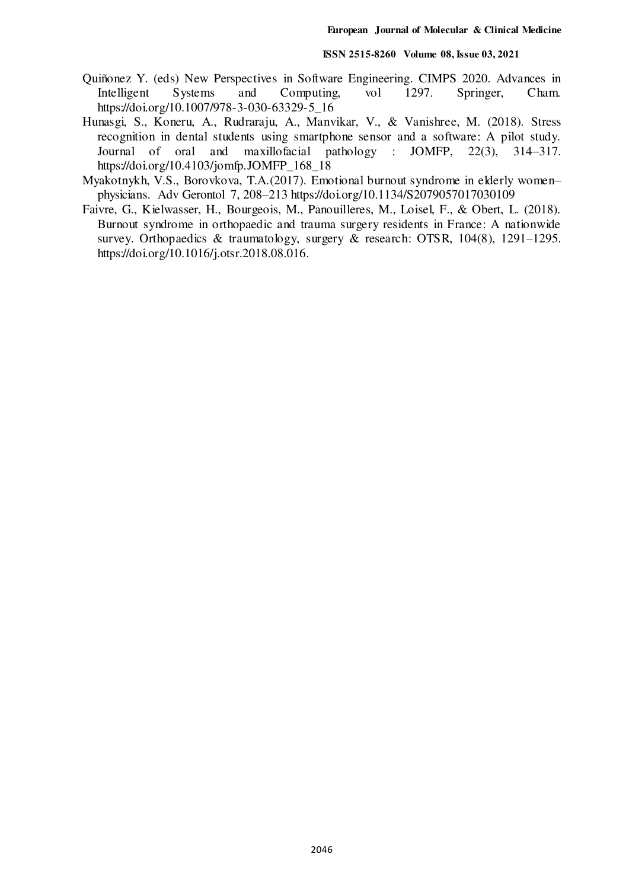Quiñonez Y. (eds) New Perspectives in Software Engineering. CIMPS 2020. Advances in Intelligent Systems and Computing, vol 1297. Springer, Cham. https://doi.org/10.1007/978-3-030-63329-5_16

Hunasgi, S., Koneru, A., Rudraraju, A., Manvikar, V., & Vanishree, M. (2018). Stress recognition in dental students using smartphone sensor and a software: A pilot study. Journal of oral and maxillofacial pathology : JOMFP, 22(3), 314–317. https://doi.org/10.4103/jomfp.JOMFP_168_18

Myakotnykh, V.S., Borovkova, T.A.(2017). Emotional burnout syndrome in elderly women–physicians. Adv Gerontol 7, 208–213 https://doi.org/10.1134/S2079057017030109

Faivre, G., Kielwasser, H., Bourgeois, M., Panouilleres, M., Loisel, F., & Obert, L. (2018). Burnout syndrome in orthopaedic and trauma surgery residents in France: A nationwide survey. Orthopaedics & traumatology, surgery & research: OTSR, 104(8), 1291–1295. https://doi.org/10.1016/j.otsr.2018.08.016.